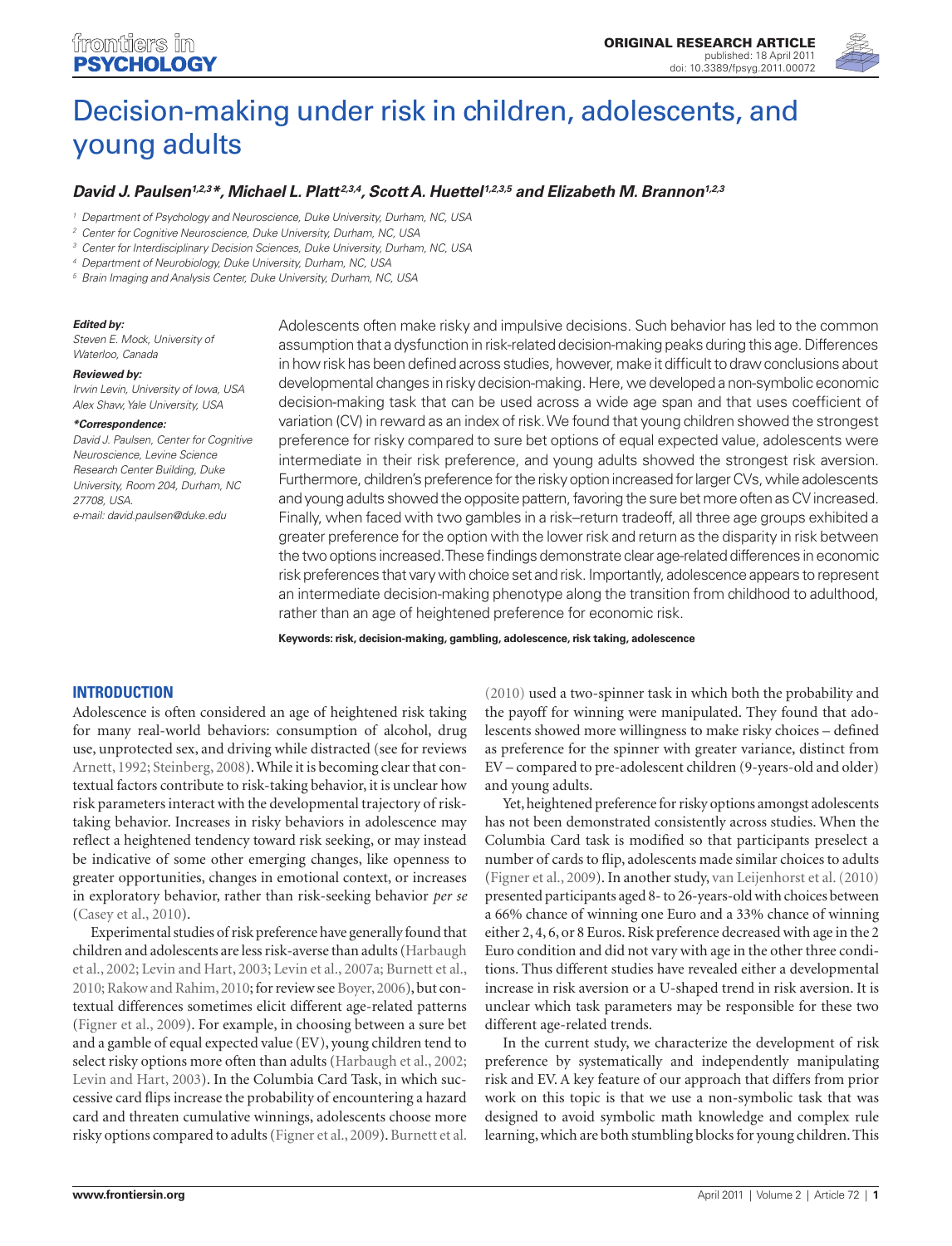# Decision-making under risk in children, adolescents, and young adults

***David J. Paulsen[1,2,3]\*, Michael L. Platt[2,3,4], Scott A. Huettel[1,2,3,5] and Elizabeth M. Brannon[1,2,3]***

[1] *Department of Psychology and Neuroscience, Duke University, Durham, NC, USA*
[2] *Center for Cognitive Neuroscience, Duke University, Durham, NC, USA*
[3] *Center for Interdisciplinary Decision Sciences, Duke University, Durham, NC, USA*
[4] *Department of Neurobiology, Duke University, Durham, NC, USA*
[5] *Brain Imaging and Analysis Center, Duke University, Durham, NC, USA*

***Edited by:***
*Steven E. Mock, University of Waterloo, Canada*

***Reviewed by:***
*Irwin Levin, University of Iowa, USA*
*Alex Shaw, Yale University, USA*

***\*Correspondence:***
*David J. Paulsen, Center for Cognitive Neuroscience, Levine Science Research Center Building, Duke University, Room 204, Durham, NC 27708, USA.*
*e-mail: david.paulsen@duke.edu*

Adolescents often make risky and impulsive decisions. Such behavior has led to the common assumption that a dysfunction in risk-related decision-making peaks during this age. Differences in how risk has been defined across studies, however, make it difficult to draw conclusions about developmental changes in risky decision-making. Here, we developed a non-symbolic economic decision-making task that can be used across a wide age span and that uses coefficient of variation (CV) in reward as an index of risk. We found that young children showed the strongest preference for risky compared to sure bet options of equal expected value, adolescents were intermediate in their risk preference, and young adults showed the strongest risk aversion. Furthermore, children's preference for the risky option increased for larger CVs, while adolescents and young adults showed the opposite pattern, favoring the sure bet more often as CV increased. Finally, when faced with two gambles in a risk–return tradeoff, all three age groups exhibited a greater preference for the option with the lower risk and return as the disparity in risk between the two options increased. These findings demonstrate clear age-related differences in economic risk preferences that vary with choice set and risk. Importantly, adolescence appears to represent an intermediate decision-making phenotype along the transition from childhood to adulthood, rather than an age of heightened preference for economic risk.

**Keywords: risk, decision-making, gambling, adolescence, risk taking, adolescence**

## INTRODUCTION

Adolescence is often considered an age of heightened risk taking for many real-world behaviors: consumption of alcohol, drug use, unprotected sex, and driving while distracted (see for reviews Arnett, 1992; Steinberg, 2008). While it is becoming clear that contextual factors contribute to risk-taking behavior, it is unclear how risk parameters interact with the developmental trajectory of risk-taking behavior. Increases in risky behaviors in adolescence may reflect a heightened tendency toward risk seeking, or may instead be indicative of some other emerging changes, like openness to greater opportunities, changes in emotional context, or increases in exploratory behavior, rather than risk-seeking behavior *per se* (Casey et al., 2010).

Experimental studies of risk preference have generally found that children and adolescents are less risk-averse than adults (Harbaugh et al., 2002; Levin and Hart, 2003; Levin et al., 2007a; Burnett et al., 2010; Rakow and Rahim, 2010; for review see Boyer, 2006), but contextual differences sometimes elicit different age-related patterns (Figner et al., 2009). For example, in choosing between a sure bet and a gamble of equal expected value (EV), young children tend to select risky options more often than adults (Harbaugh et al., 2002; Levin and Hart, 2003). In the Columbia Card Task, in which successive card flips increase the probability of encountering a hazard card and threaten cumulative winnings, adolescents choose more risky options compared to adults (Figner et al., 2009). Burnett et al. (2010) used a two-spinner task in which both the probability and the payoff for winning were manipulated. They found that adolescents showed more willingness to make risky choices – defined as preference for the spinner with greater variance, distinct from EV – compared to pre-adolescent children (9-years-old and older) and young adults.

Yet, heightened preference for risky options amongst adolescents has not been demonstrated consistently across studies. When the Columbia Card task is modified so that participants preselect a number of cards to flip, adolescents made similar choices to adults (Figner et al., 2009). In another study, van Leijenhorst et al. (2010) presented participants aged 8- to 26-years-old with choices between a 66% chance of winning one Euro and a 33% chance of winning either 2, 4, 6, or 8 Euros. Risk preference decreased with age in the 2 Euro condition and did not vary with age in the other three conditions. Thus different studies have revealed either a developmental increase in risk aversion or a U-shaped trend in risk aversion. It is unclear which task parameters may be responsible for these two different age-related trends.

In the current study, we characterize the development of risk preference by systematically and independently manipulating risk and EV. A key feature of our approach that differs from prior work on this topic is that we use a non-symbolic task that was designed to avoid symbolic math knowledge and complex rule learning, which are both stumbling blocks for young children. This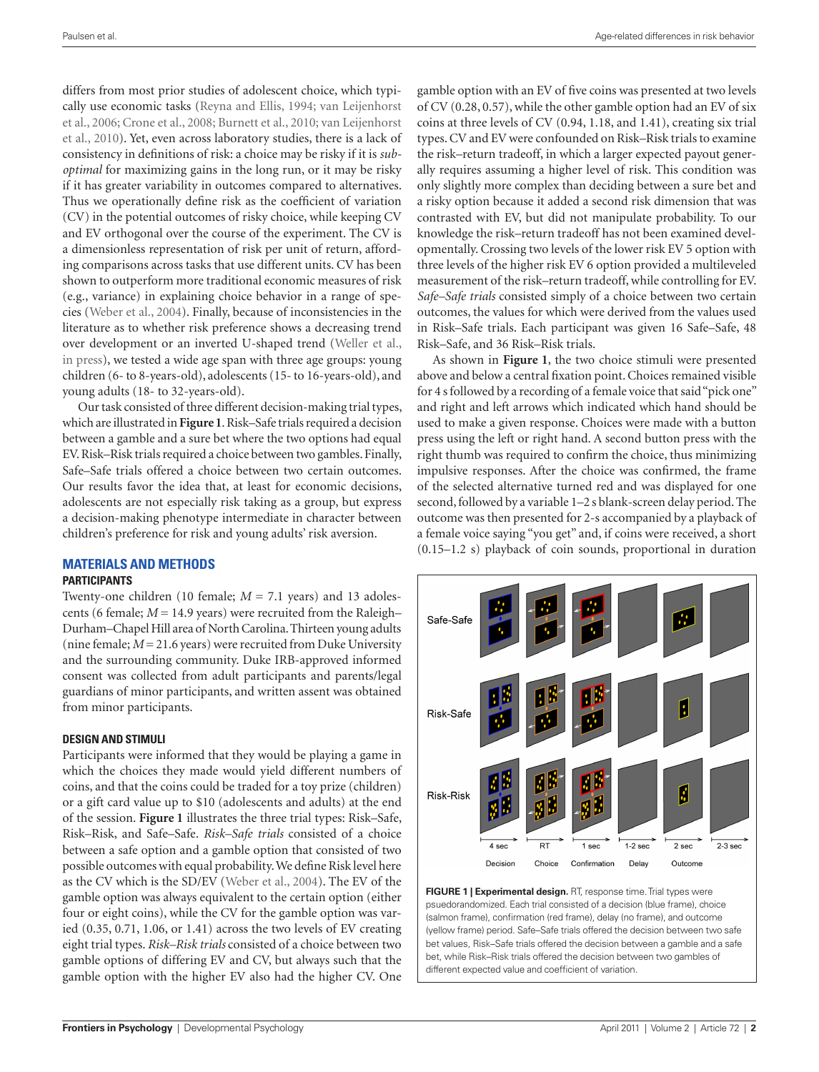differs from most prior studies of adolescent choice, which typically use economic tasks (Reyna and Ellis, 1994; van Leijenhorst et al., 2006; Crone et al., 2008; Burnett et al., 2010; van Leijenhorst et al., 2010). Yet, even across laboratory studies, there is a lack of consistency in definitions of risk: a choice may be risky if it is *suboptimal* for maximizing gains in the long run, or it may be risky if it has greater variability in outcomes compared to alternatives. Thus we operationally define risk as the coefficient of variation (CV) in the potential outcomes of risky choice, while keeping CV and EV orthogonal over the course of the experiment. The CV is a dimensionless representation of risk per unit of return, affording comparisons across tasks that use different units. CV has been shown to outperform more traditional economic measures of risk (e.g., variance) in explaining choice behavior in a range of species (Weber et al., 2004). Finally, because of inconsistencies in the literature as to whether risk preference shows a decreasing trend over development or an inverted U-shaped trend (Weller et al., in press), we tested a wide age span with three age groups: young children (6- to 8-years-old), adolescents (15- to 16-years-old), and young adults (18- to 32-years-old).

Our task consisted of three different decision-making trial types, which are illustrated in **Figure 1**. Risk–Safe trials required a decision between a gamble and a sure bet where the two options had equal EV. Risk–Risk trials required a choice between two gambles. Finally, Safe–Safe trials offered a choice between two certain outcomes. Our results favor the idea that, at least for economic decisions, adolescents are not especially risk taking as a group, but express a decision-making phenotype intermediate in character between children's preference for risk and young adults' risk aversion.

## MATERIALS AND METHODS

### PARTICIPANTS

Twenty-one children (10 female; $M = 7.1$ years) and 13 adolescents (6 female; $M = 14.9$ years) were recruited from the Raleigh–Durham–Chapel Hill area of North Carolina. Thirteen young adults (nine female; $M = 21.6$ years) were recruited from Duke University and the surrounding community. Duke IRB-approved informed consent was collected from adult participants and parents/legal guardians of minor participants, and written assent was obtained from minor participants.

### DESIGN AND STIMULI

Participants were informed that they would be playing a game in which the choices they made would yield different numbers of coins, and that the coins could be traded for a toy prize (children) or a gift card value up to $10 (adolescents and adults) at the end of the session. **Figure 1** illustrates the three trial types: Risk–Safe, Risk–Risk, and Safe–Safe. *Risk–Safe trials* consisted of a choice between a safe option and a gamble option that consisted of two possible outcomes with equal probability. We define Risk level here as the CV which is the SD/EV (Weber et al., 2004). The EV of the gamble option was always equivalent to the certain option (either four or eight coins), while the CV for the gamble option was varied (0.35, 0.71, 1.06, or 1.41) across the two levels of EV creating eight trial types. *Risk–Risk trials* consisted of a choice between two gamble options of differing EV and CV, but always such that the gamble option with the higher EV also had the higher CV. One gamble option with an EV of five coins was presented at two levels of CV (0.28, 0.57), while the other gamble option had an EV of six coins at three levels of CV (0.94, 1.18, and 1.41), creating six trial types. CV and EV were confounded on Risk–Risk trials to examine the risk–return tradeoff, in which a larger expected payout generally requires assuming a higher level of risk. This condition was only slightly more complex than deciding between a sure bet and a risky option because it added a second risk dimension that was contrasted with EV, but did not manipulate probability. To our knowledge the risk–return tradeoff has not been examined developmentally. Crossing two levels of the lower risk EV 5 option with three levels of the higher risk EV 6 option provided a multileveled measurement of the risk–return tradeoff, while controlling for EV. *Safe–Safe trials* consisted simply of a choice between two certain outcomes, the values for which were derived from the values used in Risk–Safe trials. Each participant was given 16 Safe–Safe, 48 Risk–Safe, and 36 Risk–Risk trials.

As shown in **Figure 1**, the two choice stimuli were presented above and below a central fixation point. Choices remained visible for 4 s followed by a recording of a female voice that said "pick one" and right and left arrows which indicated which hand should be used to make a given response. Choices were made with a button press using the left or right hand. A second button press with the right thumb was required to confirm the choice, thus minimizing impulsive responses. After the choice was confirmed, the frame of the selected alternative turned red and was displayed for one second, followed by a variable 1–2 s blank-screen delay period. The outcome was then presented for 2-s accompanied by a playback of a female voice saying "you get" and, if coins were received, a short (0.15–1.2 s) playback of coin sounds, proportional in duration

**FIGURE 1 | Experimental design.** RT, response time. Trial types were psuedorandomized. Each trial consisted of a decision (blue frame), choice (salmon frame), confirmation (red frame), delay (no frame), and outcome (yellow frame) period. Safe–Safe trials offered the decision between two safe bet values, Risk–Safe trials offered the decision between a gamble and a safe bet, while Risk–Risk trials offered the decision between two gambles of different expected value and coefficient of variation.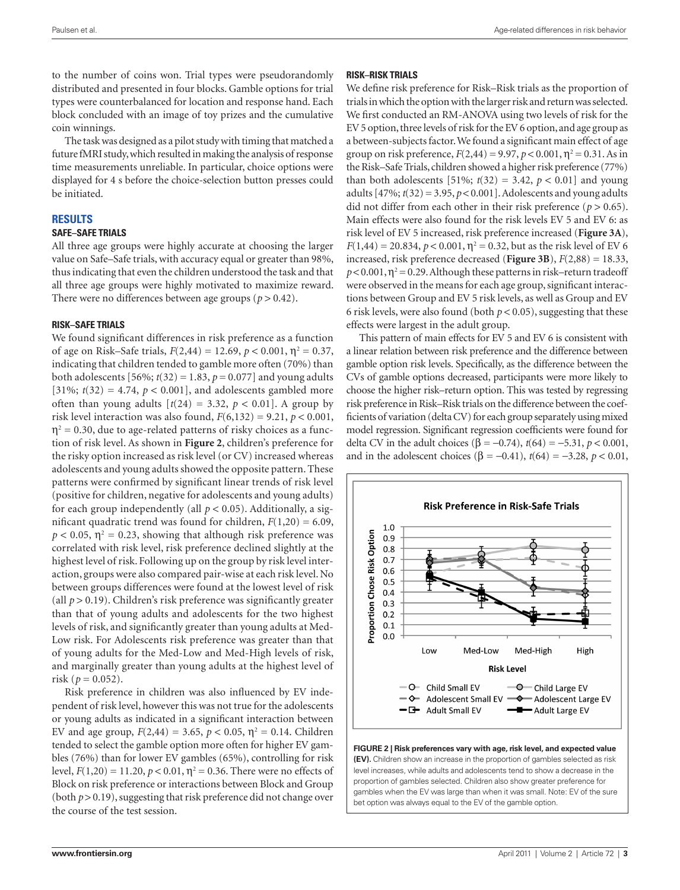to the number of coins won. Trial types were pseudorandomly distributed and presented in four blocks. Gamble options for trial types were counterbalanced for location and response hand. Each block concluded with an image of toy prizes and the cumulative coin winnings.

The task was designed as a pilot study with timing that matched a future fMRI study, which resulted in making the analysis of response time measurements unreliable. In particular, choice options were displayed for 4 s before the choice-selection button presses could be initiated.

## RESULTS

### SAFE–SAFE TRIALS

All three age groups were highly accurate at choosing the larger value on Safe–Safe trials, with accuracy equal or greater than 98%, thus indicating that even the children understood the task and that all three age groups were highly motivated to maximize reward. There were no differences between age groups ($p > 0.42$).

### RISK–SAFE TRIALS

We found significant differences in risk preference as a function of age on Risk–Safe trials, $F(2,44) = 12.69$, $p < 0.001$, $\eta^2 = 0.37$, indicating that children tended to gamble more often (70%) than both adolescents [56%; $t(32) = 1.83$, $p = 0.077$] and young adults [31%; $t(32) = 4.74$, $p < 0.001$], and adolescents gambled more often than young adults [$t(24) = 3.32$, $p < 0.01$]. A group by risk level interaction was also found, $F(6,132) = 9.21$, $p < 0.001$, $\eta^2 = 0.30$, due to age-related patterns of risky choices as a function of risk level. As shown in **Figure 2**, children's preference for the risky option increased as risk level (or CV) increased whereas adolescents and young adults showed the opposite pattern. These patterns were confirmed by significant linear trends of risk level (positive for children, negative for adolescents and young adults) for each group independently (all $p < 0.05$). Additionally, a significant quadratic trend was found for children, $F(1,20) = 6.09$, $p < 0.05$, $\eta^2 = 0.23$, showing that although risk preference was correlated with risk level, risk preference declined slightly at the highest level of risk. Following up on the group by risk level interaction, groups were also compared pair-wise at each risk level. No between groups differences were found at the lowest level of risk (all $p > 0.19$). Children's risk preference was significantly greater than that of young adults and adolescents for the two highest levels of risk, and significantly greater than young adults at Med-Low risk. For Adolescents risk preference was greater than that of young adults for the Med-Low and Med-High levels of risk, and marginally greater than young adults at the highest level of risk ($p = 0.052$).

Risk preference in children was also influenced by EV independent of risk level, however this was not true for the adolescents or young adults as indicated in a significant interaction between EV and age group, $F(2,44) = 3.65$, $p < 0.05$, $\eta^2 = 0.14$. Children tended to select the gamble option more often for higher EV gambles (76%) than for lower EV gambles (65%), controlling for risk level, $F(1,20) = 11.20$, $p < 0.01$, $\eta^2 = 0.36$. There were no effects of Block on risk preference or interactions between Block and Group (both $p > 0.19$), suggesting that risk preference did not change over the course of the test session.

### RISK–RISK TRIALS

We define risk preference for Risk–Risk trials as the proportion of trials in which the option with the larger risk and return was selected. We first conducted an RM-ANOVA using two levels of risk for the EV 5 option, three levels of risk for the EV 6 option, and age group as a between-subjects factor. We found a significant main effect of age group on risk preference, $F(2,44) = 9.97$, $p < 0.001$, $\eta^2 = 0.31$. As in the Risk–Safe Trials, children showed a higher risk preference (77%) than both adolescents [51%; $t(32) = 3.42$, $p < 0.01$] and young adults [47%; $t(32) = 3.95$, $p < 0.001$]. Adolescents and young adults did not differ from each other in their risk preference ($p > 0.65$). Main effects were also found for the risk levels EV 5 and EV 6: as risk level of EV 5 increased, risk preference increased (**Figure 3A**), $F(1,44) = 20.834$, $p < 0.001$, $\eta^2 = 0.32$, but as the risk level of EV 6 increased, risk preference decreased (**Figure 3B**), $F(2,88) = 18.33$, $p < 0.001$, $\eta^2 = 0.29$. Although these patterns in risk–return tradeoff were observed in the means for each age group, significant interactions between Group and EV 5 risk levels, as well as Group and EV 6 risk levels, were also found (both $p < 0.05$), suggesting that these effects were largest in the adult group.

This pattern of main effects for EV 5 and EV 6 is consistent with a linear relation between risk preference and the difference between gamble option risk levels. Specifically, as the difference between the CVs of gamble options decreased, participants were more likely to choose the higher risk–return option. This was tested by regressing risk preference in Risk–Risk trials on the difference between the coefficients of variation (delta CV) for each group separately using mixed model regression. Significant regression coefficients were found for delta CV in the adult choices ($\beta = -0.74$), $t(64) = -5.31$, $p < 0.001$, and in the adolescent choices ($\beta = -0.41$), $t(64) = -3.28$, $p < 0.01$,

**FIGURE 2 | Risk preferences vary with age, risk level, and expected value (EV).** Children show an increase in the proportion of gambles selected as risk level increases, while adults and adolescents tend to show a decrease in the proportion of gambles selected. Children also show greater preference for gambles when the EV was large than when it was small. Note: EV of the sure bet option was always equal to the EV of the gamble option.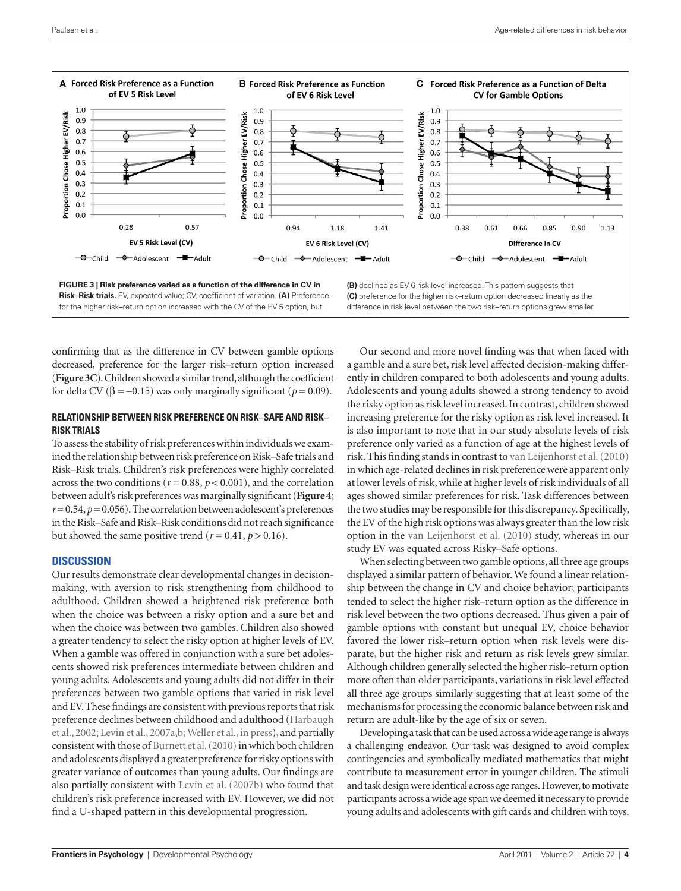FIGURE 3 | Risk preference varied as a function of the difference in CV in Risk–Risk trials. EV, expected value; CV, coefficient of variation. (A) Preference for the higher risk–return option increased with the CV of the EV 5 option, but (B) declined as EV 6 risk level increased. This pattern suggests that (C) preference for the higher risk–return option decreased linearly as the difference in risk level between the two risk–return options grew smaller.

confirming that as the difference in CV between gamble options decreased, preference for the larger risk–return option increased (**Figure 3C**). Children showed a similar trend, although the coefficient for delta CV ($\beta = -0.15$) was only marginally significant ($p = 0.09$).

### RELATIONSHIP BETWEEN RISK PREFERENCE ON RISK–SAFE AND RISK–RISK TRIALS

To assess the stability of risk preferences within individuals we examined the relationship between risk preference on Risk–Safe trials and Risk–Risk trials. Children's risk preferences were highly correlated across the two conditions ($r = 0.88$, $p < 0.001$), and the correlation between adult's risk preferences was marginally significant (**Figure 4**; $r = 0.54$, $p = 0.056$). The correlation between adolescent's preferences in the Risk–Safe and Risk–Risk conditions did not reach significance but showed the same positive trend ($r = 0.41$, $p > 0.16$).

## DISCUSSION

Our results demonstrate clear developmental changes in decision-making, with aversion to risk strengthening from childhood to adulthood. Children showed a heightened risk preference both when the choice was between a risky option and a sure bet and when the choice was between two gambles. Children also showed a greater tendency to select the risky option at higher levels of EV. When a gamble was offered in conjunction with a sure bet adolescents showed risk preferences intermediate between children and young adults. Adolescents and young adults did not differ in their preferences between two gamble options that varied in risk level and EV. These findings are consistent with previous reports that risk preference declines between childhood and adulthood (Harbaugh et al., 2002; Levin et al., 2007a,b; Weller et al., in press), and partially consistent with those of Burnett et al. (2010) in which both children and adolescents displayed a greater preference for risky options with greater variance of outcomes than young adults. Our findings are also partially consistent with Levin et al. (2007b) who found that children's risk preference increased with EV. However, we did not find a U-shaped pattern in this developmental progression.

Our second and more novel finding was that when faced with a gamble and a sure bet, risk level affected decision-making differently in children compared to both adolescents and young adults. Adolescents and young adults showed a strong tendency to avoid the risky option as risk level increased. In contrast, children showed increasing preference for the risky option as risk level increased. It is also important to note that in our study absolute levels of risk preference only varied as a function of age at the highest levels of risk. This finding stands in contrast to van Leijenhorst et al. (2010) in which age-related declines in risk preference were apparent only at lower levels of risk, while at higher levels of risk individuals of all ages showed similar preferences for risk. Task differences between the two studies may be responsible for this discrepancy. Specifically, the EV of the high risk options was always greater than the low risk option in the van Leijenhorst et al. (2010) study, whereas in our study EV was equated across Risky–Safe options.

When selecting between two gamble options, all three age groups displayed a similar pattern of behavior. We found a linear relationship between the change in CV and choice behavior; participants tended to select the higher risk–return option as the difference in risk level between the two options decreased. Thus given a pair of gamble options with constant but unequal EV, choice behavior favored the lower risk–return option when risk levels were disparate, but the higher risk and return as risk levels grew similar. Although children generally selected the higher risk–return option more often than older participants, variations in risk level effected all three age groups similarly suggesting that at least some of the mechanisms for processing the economic balance between risk and return are adult-like by the age of six or seven.

Developing a task that can be used across a wide age range is always a challenging endeavor. Our task was designed to avoid complex contingencies and symbolically mediated mathematics that might contribute to measurement error in younger children. The stimuli and task design were identical across age ranges. However, to motivate participants across a wide age span we deemed it necessary to provide young adults and adolescents with gift cards and children with toys.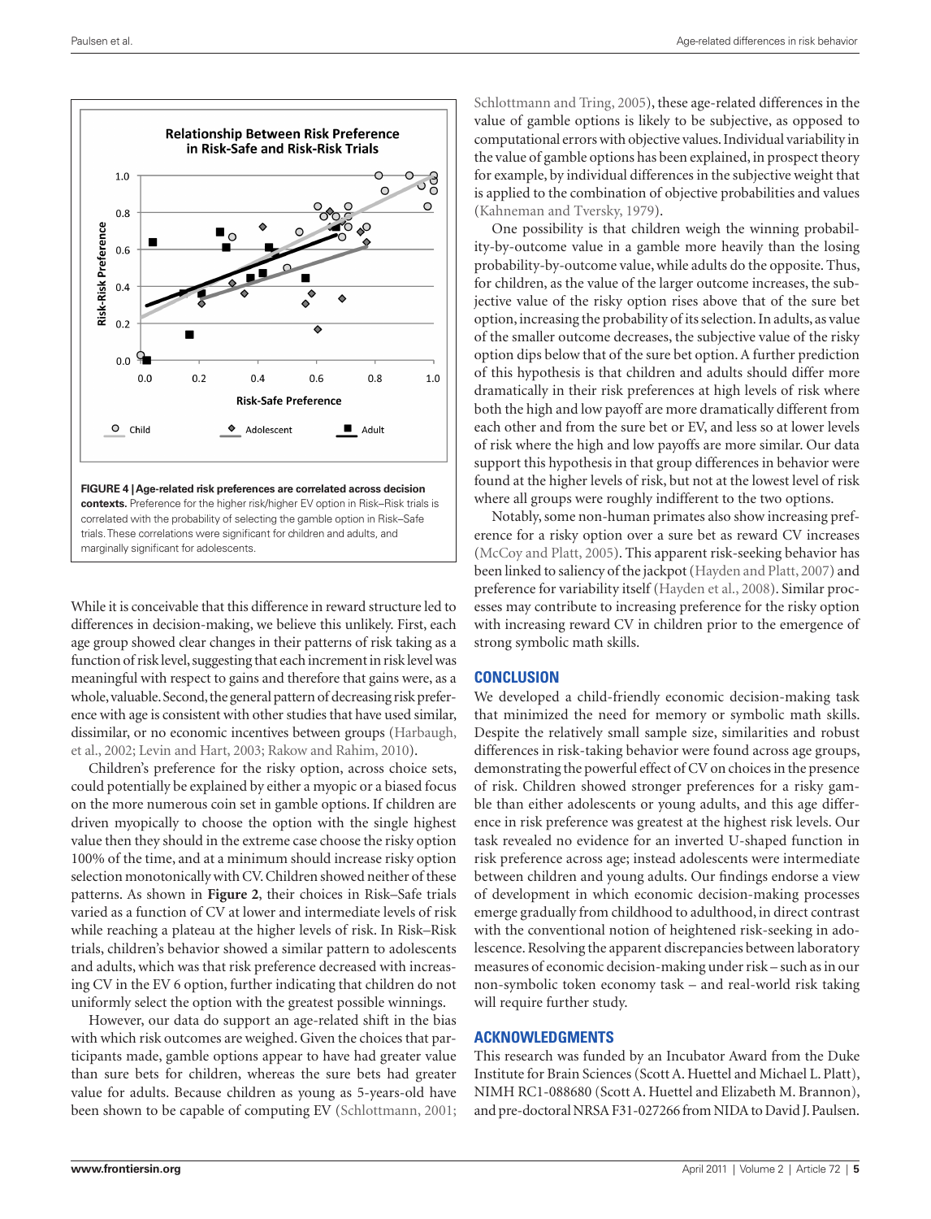FIGURE 4 | Age-related risk preferences are correlated across decision contexts. Preference for the higher risk/higher EV option in Risk–Risk trials is correlated with the probability of selecting the gamble option in Risk–Safe trials. These correlations were significant for children and adults, and marginally significant for adolescents.

While it is conceivable that this difference in reward structure led to differences in decision-making, we believe this unlikely. First, each age group showed clear changes in their patterns of risk taking as a function of risk level, suggesting that each increment in risk level was meaningful with respect to gains and therefore that gains were, as a whole, valuable. Second, the general pattern of decreasing risk preference with age is consistent with other studies that have used similar, dissimilar, or no economic incentives between groups (Harbaugh, et al., 2002; Levin and Hart, 2003; Rakow and Rahim, 2010).

Children's preference for the risky option, across choice sets, could potentially be explained by either a myopic or a biased focus on the more numerous coin set in gamble options. If children are driven myopically to choose the option with the single highest value then they should in the extreme case choose the risky option 100% of the time, and at a minimum should increase risky option selection monotonically with CV. Children showed neither of these patterns. As shown in **Figure 2**, their choices in Risk–Safe trials varied as a function of CV at lower and intermediate levels of risk while reaching a plateau at the higher levels of risk. In Risk–Risk trials, children's behavior showed a similar pattern to adolescents and adults, which was that risk preference decreased with increasing CV in the EV 6 option, further indicating that children do not uniformly select the option with the greatest possible winnings.

However, our data do support an age-related shift in the bias with which risk outcomes are weighed. Given the choices that participants made, gamble options appear to have had greater value than sure bets for children, whereas the sure bets had greater value for adults. Because children as young as 5-years-old have been shown to be capable of computing EV (Schlottmann, 2001; Schlottmann and Tring, 2005), these age-related differences in the value of gamble options is likely to be subjective, as opposed to computational errors with objective values. Individual variability in the value of gamble options has been explained, in prospect theory for example, by individual differences in the subjective weight that is applied to the combination of objective probabilities and values (Kahneman and Tversky, 1979).

One possibility is that children weigh the winning probability-by-outcome value in a gamble more heavily than the losing probability-by-outcome value, while adults do the opposite. Thus, for children, as the value of the larger outcome increases, the subjective value of the risky option rises above that of the sure bet option, increasing the probability of its selection. In adults, as value of the smaller outcome decreases, the subjective value of the risky option dips below that of the sure bet option. A further prediction of this hypothesis is that children and adults should differ more dramatically in their risk preferences at high levels of risk where both the high and low payoff are more dramatically different from each other and from the sure bet or EV, and less so at lower levels of risk where the high and low payoffs are more similar. Our data support this hypothesis in that group differences in behavior were found at the higher levels of risk, but not at the lowest level of risk where all groups were roughly indifferent to the two options.

Notably, some non-human primates also show increasing preference for a risky option over a sure bet as reward CV increases (McCoy and Platt, 2005). This apparent risk-seeking behavior has been linked to saliency of the jackpot (Hayden and Platt, 2007) and preference for variability itself (Hayden et al., 2008). Similar processes may contribute to increasing preference for the risky option with increasing reward CV in children prior to the emergence of strong symbolic math skills.

## CONCLUSION

We developed a child-friendly economic decision-making task that minimized the need for memory or symbolic math skills. Despite the relatively small sample size, similarities and robust differences in risk-taking behavior were found across age groups, demonstrating the powerful effect of CV on choices in the presence of risk. Children showed stronger preferences for a risky gamble than either adolescents or young adults, and this age difference in risk preference was greatest at the highest risk levels. Our task revealed no evidence for an inverted U-shaped function in risk preference across age; instead adolescents were intermediate between children and young adults. Our findings endorse a view of development in which economic decision-making processes emerge gradually from childhood to adulthood, in direct contrast with the conventional notion of heightened risk-seeking in adolescence. Resolving the apparent discrepancies between laboratory measures of economic decision-making under risk – such as in our non-symbolic token economy task – and real-world risk taking will require further study.

## ACKNOWLEDGMENTS

This research was funded by an Incubator Award from the Duke Institute for Brain Sciences (Scott A. Huettel and Michael L. Platt), NIMH RC1-088680 (Scott A. Huettel and Elizabeth M. Brannon), and pre-doctoral NRSA F31-027266 from NIDA to David J. Paulsen.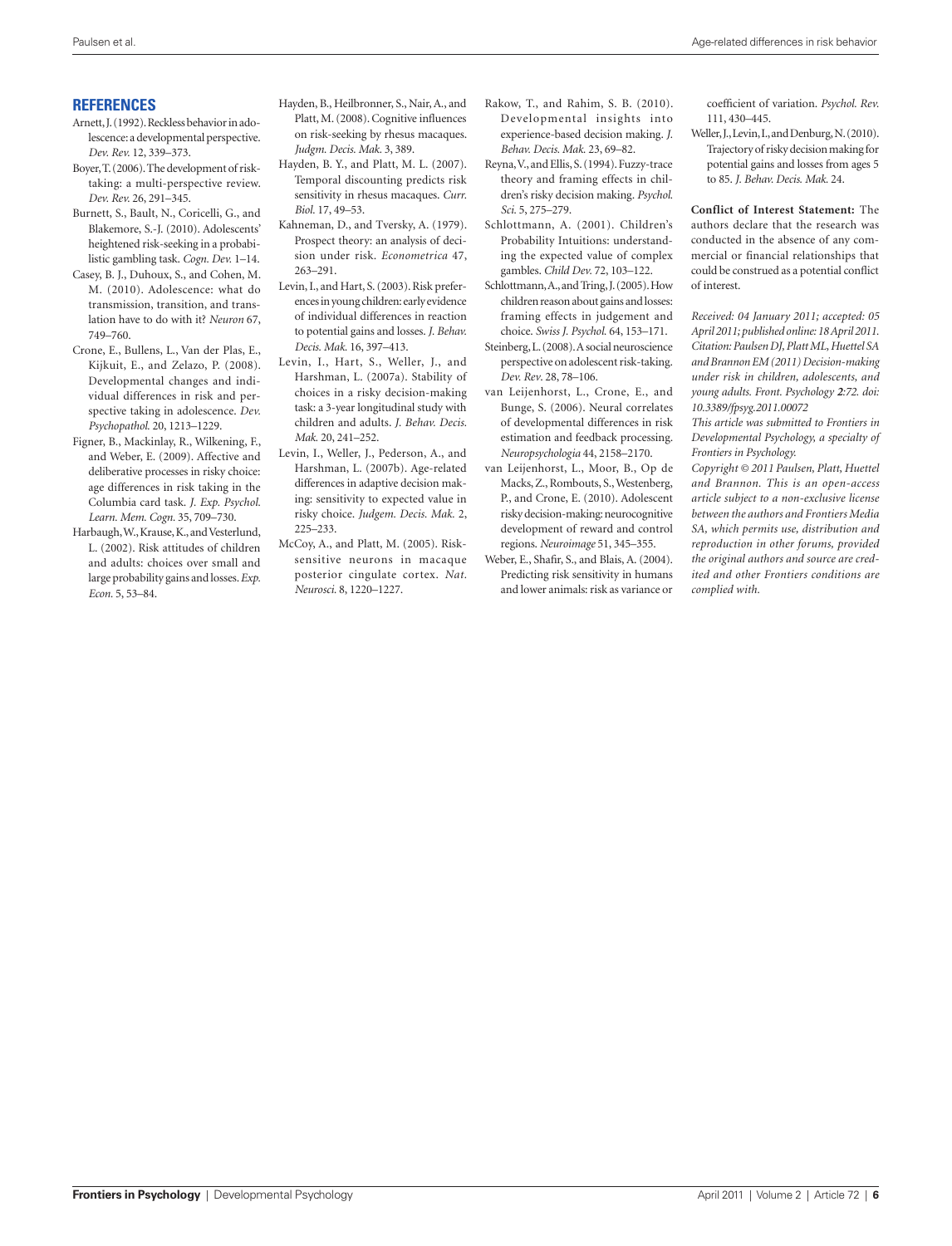## REFERENCES

Arnett, J. (1992). Reckless behavior in adolescence: a developmental perspective. *Dev. Rev.* 12, 339–373.

Boyer, T. (2006). The development of risk-taking: a multi-perspective review. *Dev. Rev.* 26, 291–345.

Burnett, S., Bault, N., Coricelli, G., and Blakemore, S.-J. (2010). Adolescents' heightened risk-seeking in a probabilistic gambling task. *Cogn. Dev.* 1–14.

Casey, B. J., Duhoux, S., and Cohen, M. M. (2010). Adolescence: what do transmission, transition, and translation have to do with it? *Neuron* 67, 749–760.

Crone, E., Bullens, L., Van der Plas, E., Kijkuit, E., and Zelazo, P. (2008). Developmental changes and individual differences in risk and perspective taking in adolescence. *Dev. Psychopathol.* 20, 1213–1229.

Figner, B., Mackinlay, R., Wilkening, F., and Weber, E. (2009). Affective and deliberative processes in risky choice: age differences in risk taking in the Columbia card task. *J. Exp. Psychol. Learn. Mem. Cogn.* 35, 709–730.

Harbaugh, W., Krause, K., and Vesterlund, L. (2002). Risk attitudes of children and adults: choices over small and large probability gains and losses. *Exp. Econ.* 5, 53–84.

Hayden, B., Heilbronner, S., Nair, A., and Platt, M. (2008). Cognitive influences on risk-seeking by rhesus macaques. *Judgm. Decis. Mak.* 3, 389.

Hayden, B. Y., and Platt, M. L. (2007). Temporal discounting predicts risk sensitivity in rhesus macaques. *Curr. Biol.* 17, 49–53.

Kahneman, D., and Tversky, A. (1979). Prospect theory: an analysis of decision under risk. *Econometrica* 47, 263–291.

Levin, I., and Hart, S. (2003). Risk preferences in young children: early evidence of individual differences in reaction to potential gains and losses. *J. Behav. Decis. Mak.* 16, 397–413.

Levin, I., Hart, S., Weller, J., and Harshman, L. (2007a). Stability of choices in a risky decision-making task: a 3-year longitudinal study with children and adults. *J. Behav. Decis. Mak.* 20, 241–252.

Levin, I., Weller, J., Pederson, A., and Harshman, L. (2007b). Age-related differences in adaptive decision making: sensitivity to expected value in risky choice. *Judgem. Decis. Mak.* 2, 225–233.

McCoy, A., and Platt, M. (2005). Risk-sensitive neurons in macaque posterior cingulate cortex. *Nat. Neurosci.* 8, 1220–1227.

Rakow, T., and Rahim, S. B. (2010). Developmental insights into experience-based decision making. *J. Behav. Decis. Mak.* 23, 69–82.

Reyna, V., and Ellis, S. (1994). Fuzzy-trace theory and framing effects in children's risky decision making. *Psychol. Sci.* 5, 275–279.

Schlottmann, A. (2001). Children's Probability Intuitions: understanding the expected value of complex gambles. *Child Dev.* 72, 103–122.

Schlottmann, A., and Tring, J. (2005). How children reason about gains and losses: framing effects in judgement and choice. *Swiss J. Psychol.* 64, 153–171.

Steinberg, L. (2008). A social neuroscience perspective on adolescent risk-taking. *Dev. Rev*. 28, 78–106.

van Leijenhorst, L., Crone, E., and Bunge, S. (2006). Neural correlates of developmental differences in risk estimation and feedback processing. *Neuropsychologia* 44, 2158–2170.

van Leijenhorst, L., Moor, B., Op de Macks, Z., Rombouts, S., Westenberg, P., and Crone, E. (2010). Adolescent risky decision-making: neurocognitive development of reward and control regions. *Neuroimage* 51, 345–355.

Weber, E., Shafir, S., and Blais, A. (2004). Predicting risk sensitivity in humans and lower animals: risk as variance or coefficient of variation. *Psychol. Rev.* 111, 430–445.

Weller, J., Levin, I., and Denburg, N. (2010). Trajectory of risky decision making for potential gains and losses from ages 5 to 85. *J. Behav. Decis. Mak.* 24.

**Conflict of Interest Statement:** The authors declare that the research was conducted in the absence of any commercial or financial relationships that could be construed as a potential conflict of interest.

*Received: 04 January 2011; accepted: 05 April 2011; published online: 18 April 2011.*

*Citation: Paulsen DJ, Platt ML, Huettel SA and Brannon EM (2011) Decision-making under risk in children, adolescents, and young adults. Front. Psychology **2**:72. doi: 10.3389/fpsyg.2011.00072*

*This article was submitted to Frontiers in Developmental Psychology, a specialty of Frontiers in Psychology.*

*Copyright © 2011 Paulsen, Platt, Huettel and Brannon. This is an open-access article subject to a non-exclusive license between the authors and Frontiers Media SA, which permits use, distribution and reproduction in other forums, provided the original authors and source are credited and other Frontiers conditions are complied with.*